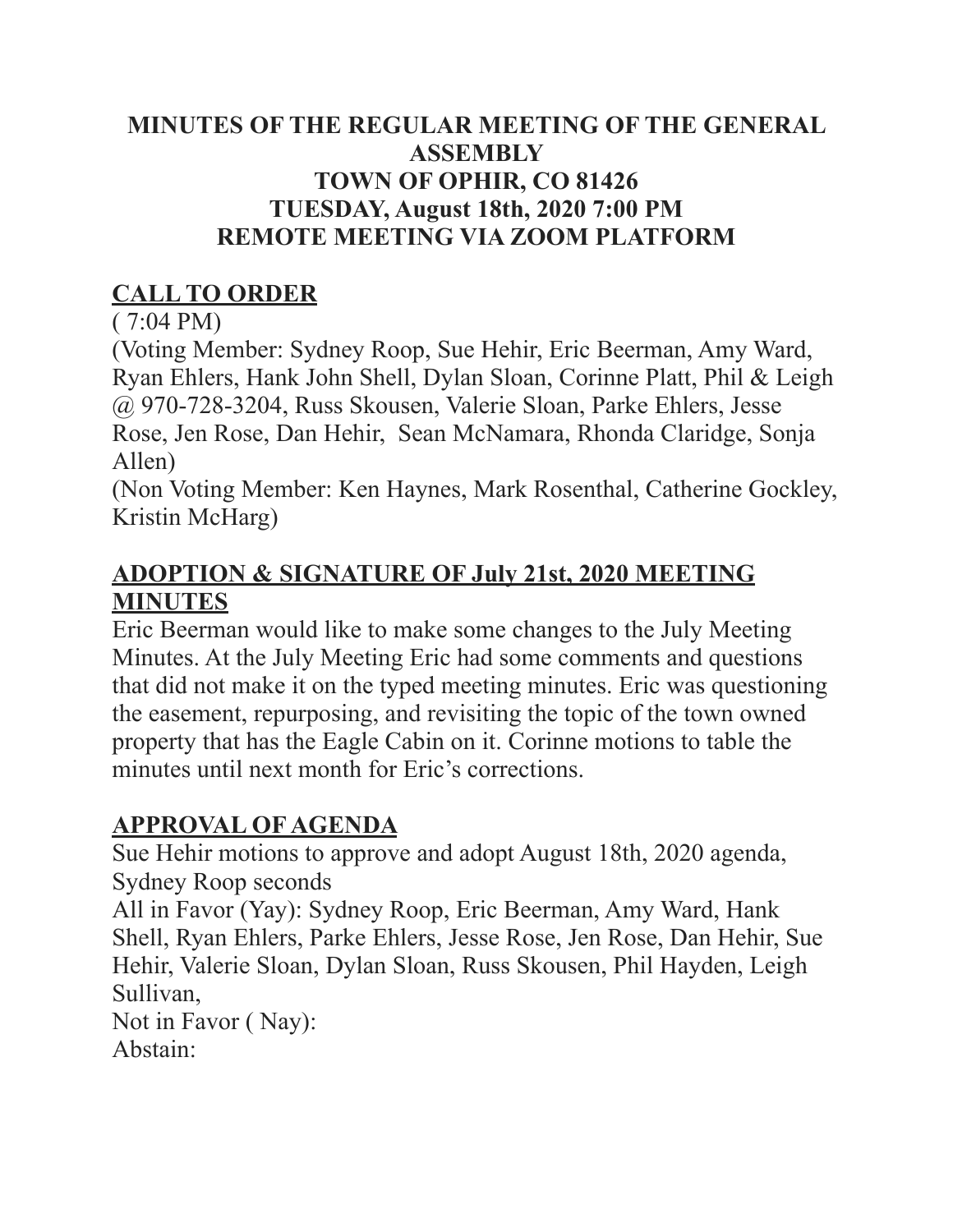# MINUTES OF THE REGULAR MEETING OF THE GENERAL ASSEMBLY
# TOWN OF OPHIR, CO 81426
# TUESDAY, August 18th, 2020 7:00 PM
# REMOTE MEETING VIA ZOOM PLATFORM

## CALL TO ORDER

( 7:04 PM)

(Voting Member: Sydney Roop, Sue Hehir, Eric Beerman, Amy Ward, Ryan Ehlers, Hank John Shell, Dylan Sloan, Corinne Platt, Phil & Leigh @ 970-728-3204, Russ Skousen, Valerie Sloan, Parke Ehlers, Jesse Rose, Jen Rose, Dan Hehir, Sean McNamara, Rhonda Claridge, Sonja Allen)

(Non Voting Member: Ken Haynes, Mark Rosenthal, Catherine Gockley, Kristin McHarg)

## ADOPTION & SIGNATURE OF July 21st, 2020 MEETING MINUTES

Eric Beerman would like to make some changes to the July Meeting Minutes. At the July Meeting Eric had some comments and questions that did not make it on the typed meeting minutes. Eric was questioning the easement, repurposing, and revisiting the topic of the town owned property that has the Eagle Cabin on it. Corinne motions to table the minutes until next month for Eric's corrections.

## APPROVAL OF AGENDA

Sue Hehir motions to approve and adopt August 18th, 2020 agenda, Sydney Roop seconds

All in Favor (Yay): Sydney Roop, Eric Beerman, Amy Ward, Hank Shell, Ryan Ehlers, Parke Ehlers, Jesse Rose, Jen Rose, Dan Hehir, Sue Hehir, Valerie Sloan, Dylan Sloan, Russ Skousen, Phil Hayden, Leigh Sullivan,

Not in Favor ( Nay):

Abstain: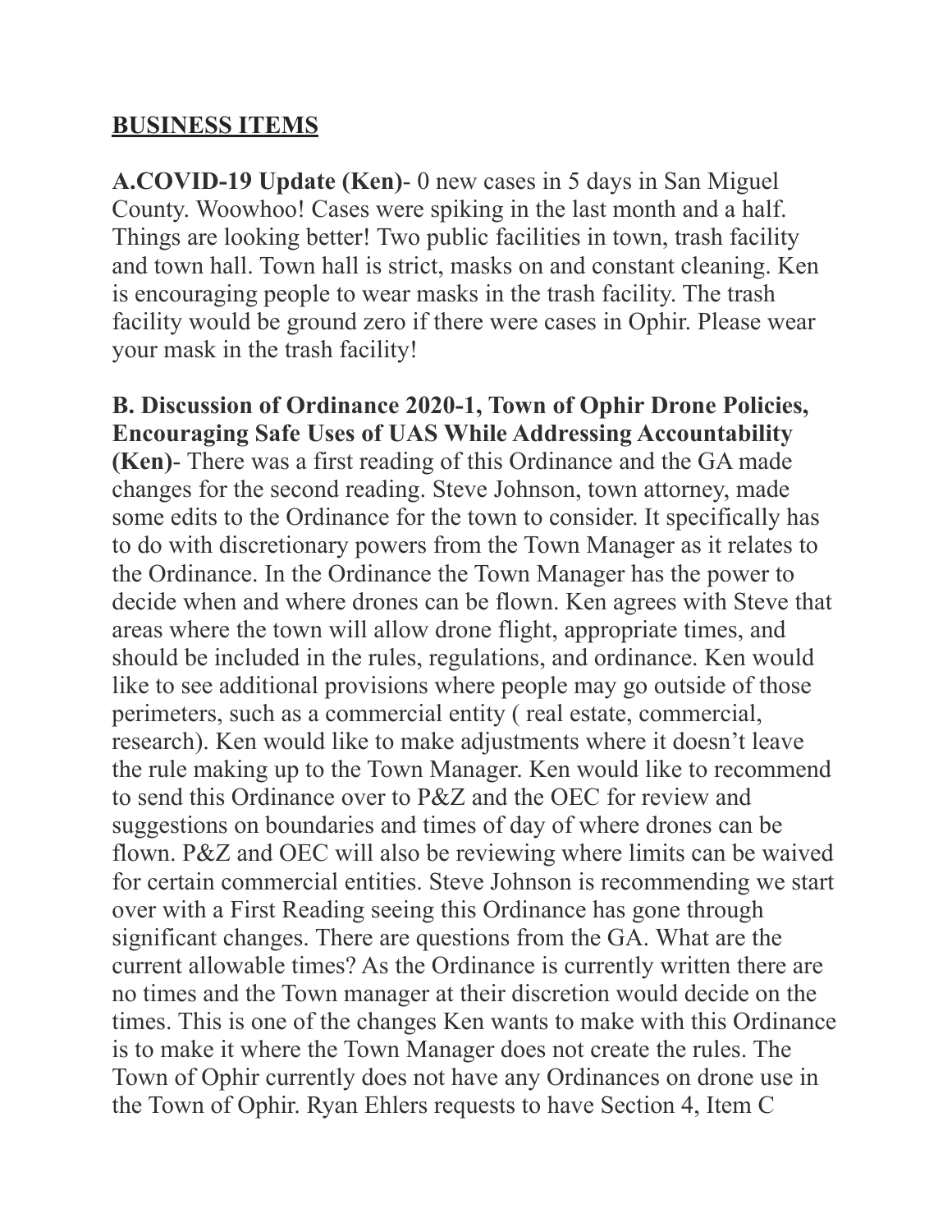## BUSINESS ITEMS

**A.COVID-19 Update (Ken)**- 0 new cases in 5 days in San Miguel County. Woowhoo! Cases were spiking in the last month and a half. Things are looking better! Two public facilities in town, trash facility and town hall. Town hall is strict, masks on and constant cleaning. Ken is encouraging people to wear masks in the trash facility. The trash facility would be ground zero if there were cases in Ophir. Please wear your mask in the trash facility!

**B. Discussion of Ordinance 2020-1, Town of Ophir Drone Policies, Encouraging Safe Uses of UAS While Addressing Accountability (Ken)**- There was a first reading of this Ordinance and the GA made changes for the second reading. Steve Johnson, town attorney, made some edits to the Ordinance for the town to consider. It specifically has to do with discretionary powers from the Town Manager as it relates to the Ordinance. In the Ordinance the Town Manager has the power to decide when and where drones can be flown. Ken agrees with Steve that areas where the town will allow drone flight, appropriate times, and should be included in the rules, regulations, and ordinance. Ken would like to see additional provisions where people may go outside of those perimeters, such as a commercial entity ( real estate, commercial, research). Ken would like to make adjustments where it doesn't leave the rule making up to the Town Manager. Ken would like to recommend to send this Ordinance over to P&Z and the OEC for review and suggestions on boundaries and times of day of where drones can be flown. P&Z and OEC will also be reviewing where limits can be waived for certain commercial entities. Steve Johnson is recommending we start over with a First Reading seeing this Ordinance has gone through significant changes. There are questions from the GA. What are the current allowable times? As the Ordinance is currently written there are no times and the Town manager at their discretion would decide on the times. This is one of the changes Ken wants to make with this Ordinance is to make it where the Town Manager does not create the rules. The Town of Ophir currently does not have any Ordinances on drone use in the Town of Ophir. Ryan Ehlers requests to have Section 4, Item C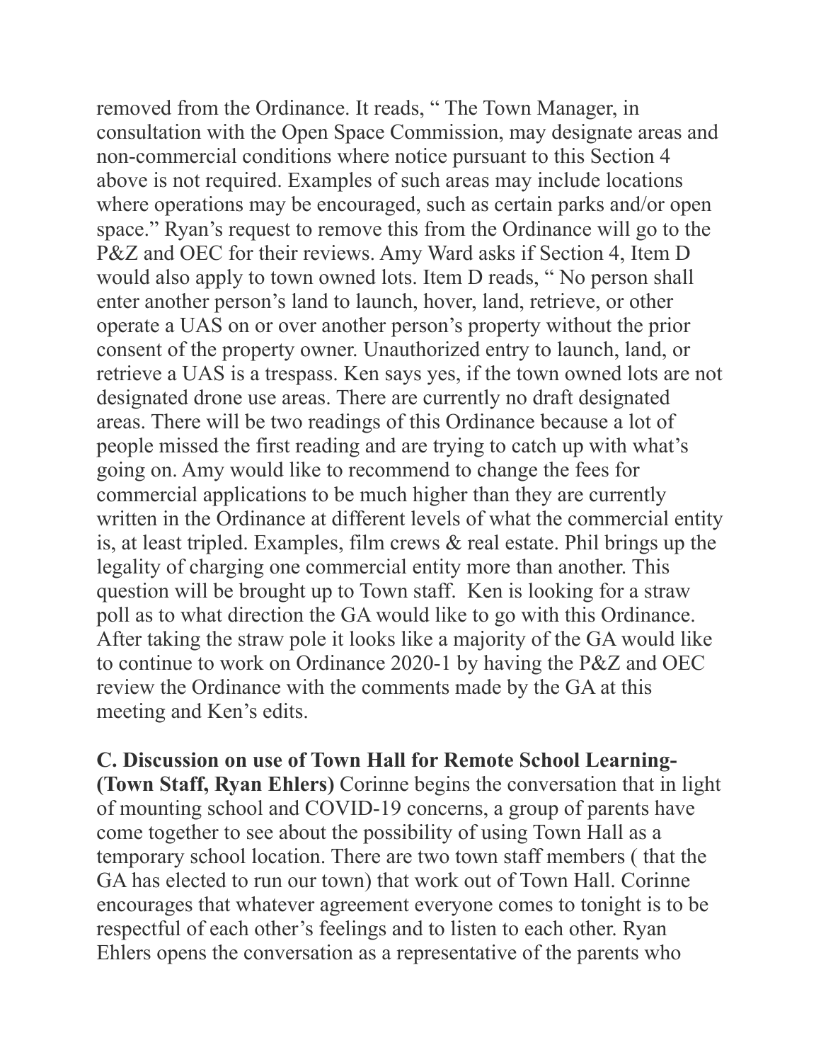removed from the Ordinance. It reads, " The Town Manager, in consultation with the Open Space Commission, may designate areas and non-commercial conditions where notice pursuant to this Section 4 above is not required. Examples of such areas may include locations where operations may be encouraged, such as certain parks and/or open space." Ryan's request to remove this from the Ordinance will go to the P&Z and OEC for their reviews. Amy Ward asks if Section 4, Item D would also apply to town owned lots. Item D reads, " No person shall enter another person's land to launch, hover, land, retrieve, or other operate a UAS on or over another person's property without the prior consent of the property owner. Unauthorized entry to launch, land, or retrieve a UAS is a trespass. Ken says yes, if the town owned lots are not designated drone use areas. There are currently no draft designated areas. There will be two readings of this Ordinance because a lot of people missed the first reading and are trying to catch up with what's going on. Amy would like to recommend to change the fees for commercial applications to be much higher than they are currently written in the Ordinance at different levels of what the commercial entity is, at least tripled. Examples, film crews & real estate. Phil brings up the legality of charging one commercial entity more than another. This question will be brought up to Town staff. Ken is looking for a straw poll as to what direction the GA would like to go with this Ordinance. After taking the straw pole it looks like a majority of the GA would like to continue to work on Ordinance 2020-1 by having the P&Z and OEC review the Ordinance with the comments made by the GA at this meeting and Ken's edits.

**C. Discussion on use of Town Hall for Remote School Learning- (Town Staff, Ryan Ehlers)** Corinne begins the conversation that in light of mounting school and COVID-19 concerns, a group of parents have come together to see about the possibility of using Town Hall as a temporary school location. There are two town staff members ( that the GA has elected to run our town) that work out of Town Hall. Corinne encourages that whatever agreement everyone comes to tonight is to be respectful of each other's feelings and to listen to each other. Ryan Ehlers opens the conversation as a representative of the parents who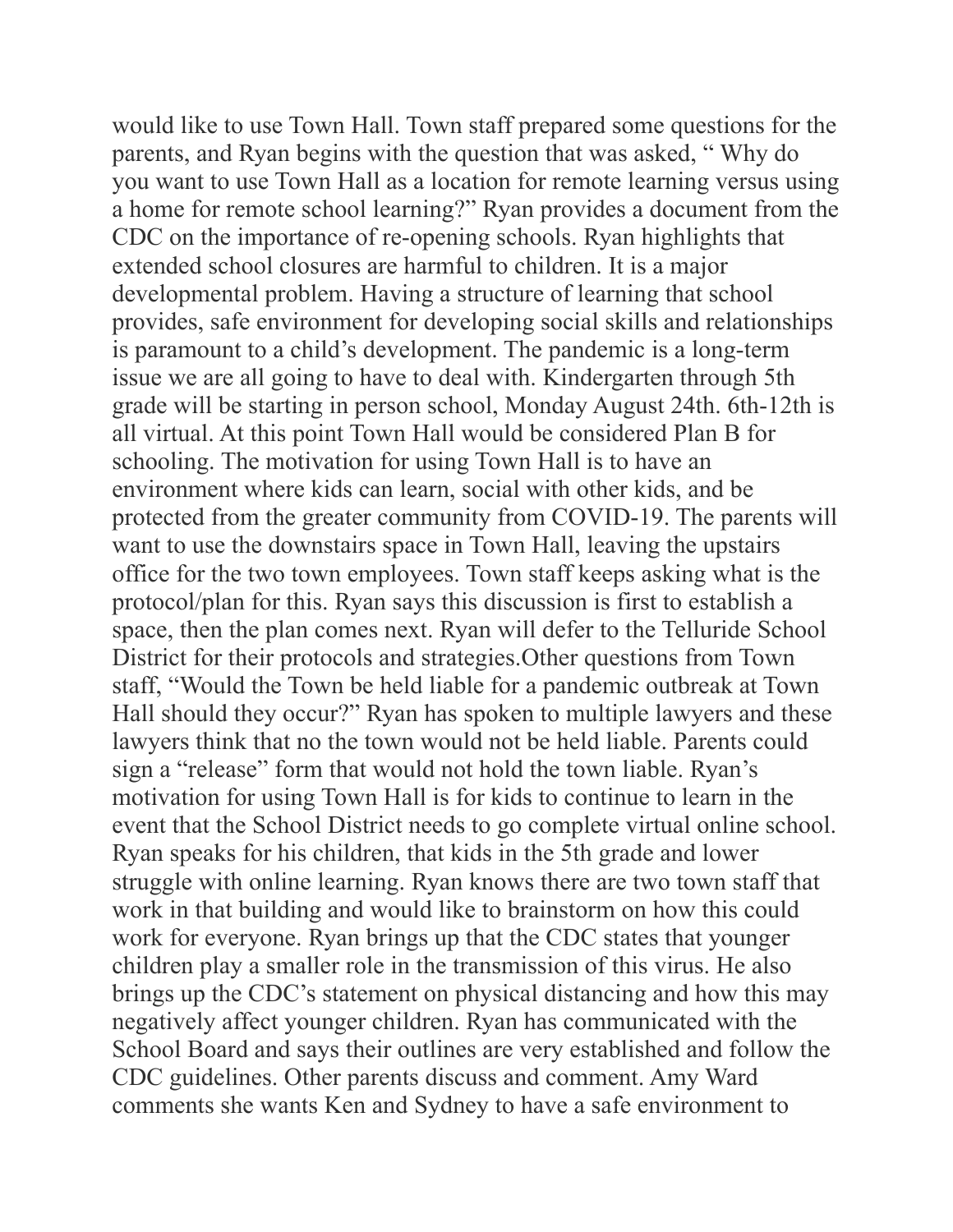would like to use Town Hall. Town staff prepared some questions for the parents, and Ryan begins with the question that was asked, " Why do you want to use Town Hall as a location for remote learning versus using a home for remote school learning?" Ryan provides a document from the CDC on the importance of re-opening schools. Ryan highlights that extended school closures are harmful to children. It is a major developmental problem. Having a structure of learning that school provides, safe environment for developing social skills and relationships is paramount to a child's development. The pandemic is a long-term issue we are all going to have to deal with. Kindergarten through 5th grade will be starting in person school, Monday August 24th. 6th-12th is all virtual. At this point Town Hall would be considered Plan B for schooling. The motivation for using Town Hall is to have an environment where kids can learn, social with other kids, and be protected from the greater community from COVID-19. The parents will want to use the downstairs space in Town Hall, leaving the upstairs office for the two town employees. Town staff keeps asking what is the protocol/plan for this. Ryan says this discussion is first to establish a space, then the plan comes next. Ryan will defer to the Telluride School District for their protocols and strategies.Other questions from Town staff, "Would the Town be held liable for a pandemic outbreak at Town Hall should they occur?" Ryan has spoken to multiple lawyers and these lawyers think that no the town would not be held liable. Parents could sign a "release" form that would not hold the town liable. Ryan's motivation for using Town Hall is for kids to continue to learn in the event that the School District needs to go complete virtual online school. Ryan speaks for his children, that kids in the 5th grade and lower struggle with online learning. Ryan knows there are two town staff that work in that building and would like to brainstorm on how this could work for everyone. Ryan brings up that the CDC states that younger children play a smaller role in the transmission of this virus. He also brings up the CDC's statement on physical distancing and how this may negatively affect younger children. Ryan has communicated with the School Board and says their outlines are very established and follow the CDC guidelines. Other parents discuss and comment. Amy Ward comments she wants Ken and Sydney to have a safe environment to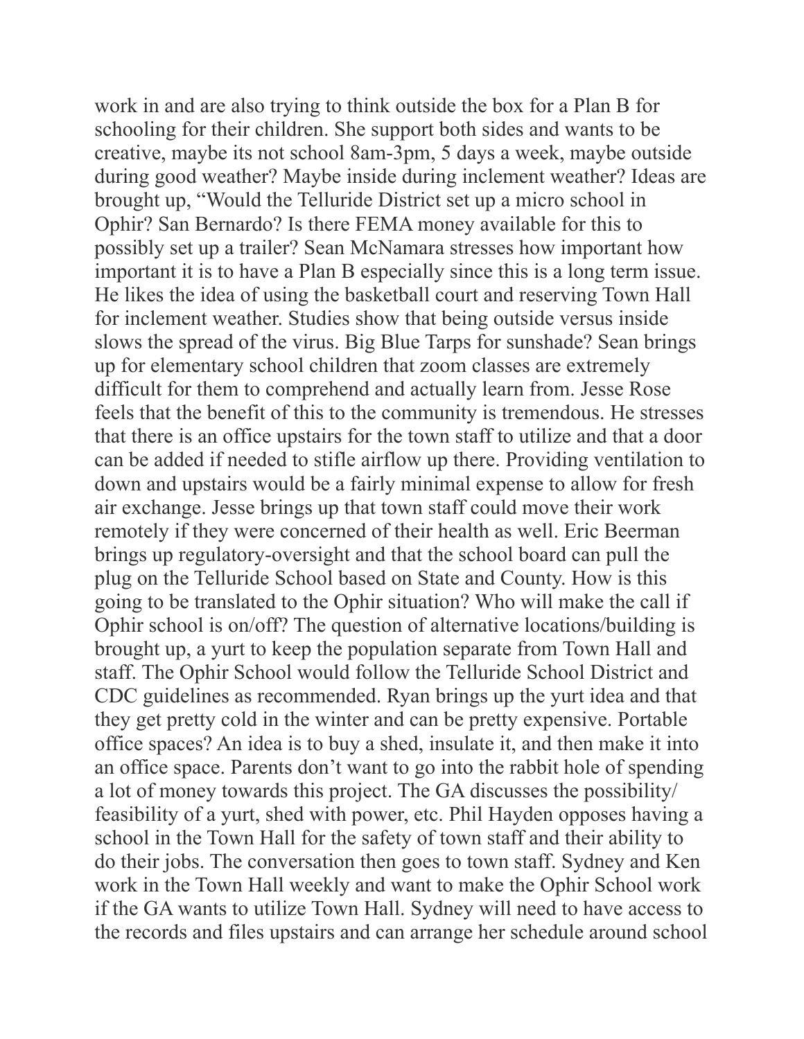work in and are also trying to think outside the box for a Plan B for schooling for their children. She support both sides and wants to be creative, maybe its not school 8am-3pm, 5 days a week, maybe outside during good weather? Maybe inside during inclement weather? Ideas are brought up, "Would the Telluride District set up a micro school in Ophir? San Bernardo? Is there FEMA money available for this to possibly set up a trailer? Sean McNamara stresses how important how important it is to have a Plan B especially since this is a long term issue. He likes the idea of using the basketball court and reserving Town Hall for inclement weather. Studies show that being outside versus inside slows the spread of the virus. Big Blue Tarps for sunshade? Sean brings up for elementary school children that zoom classes are extremely difficult for them to comprehend and actually learn from. Jesse Rose feels that the benefit of this to the community is tremendous. He stresses that there is an office upstairs for the town staff to utilize and that a door can be added if needed to stifle airflow up there. Providing ventilation to down and upstairs would be a fairly minimal expense to allow for fresh air exchange. Jesse brings up that town staff could move their work remotely if they were concerned of their health as well. Eric Beerman brings up regulatory-oversight and that the school board can pull the plug on the Telluride School based on State and County. How is this going to be translated to the Ophir situation? Who will make the call if Ophir school is on/off? The question of alternative locations/building is brought up, a yurt to keep the population separate from Town Hall and staff. The Ophir School would follow the Telluride School District and CDC guidelines as recommended. Ryan brings up the yurt idea and that they get pretty cold in the winter and can be pretty expensive. Portable office spaces? An idea is to buy a shed, insulate it, and then make it into an office space. Parents don't want to go into the rabbit hole of spending a lot of money towards this project. The GA discusses the possibility/ feasibility of a yurt, shed with power, etc. Phil Hayden opposes having a school in the Town Hall for the safety of town staff and their ability to do their jobs. The conversation then goes to town staff. Sydney and Ken work in the Town Hall weekly and want to make the Ophir School work if the GA wants to utilize Town Hall. Sydney will need to have access to the records and files upstairs and can arrange her schedule around school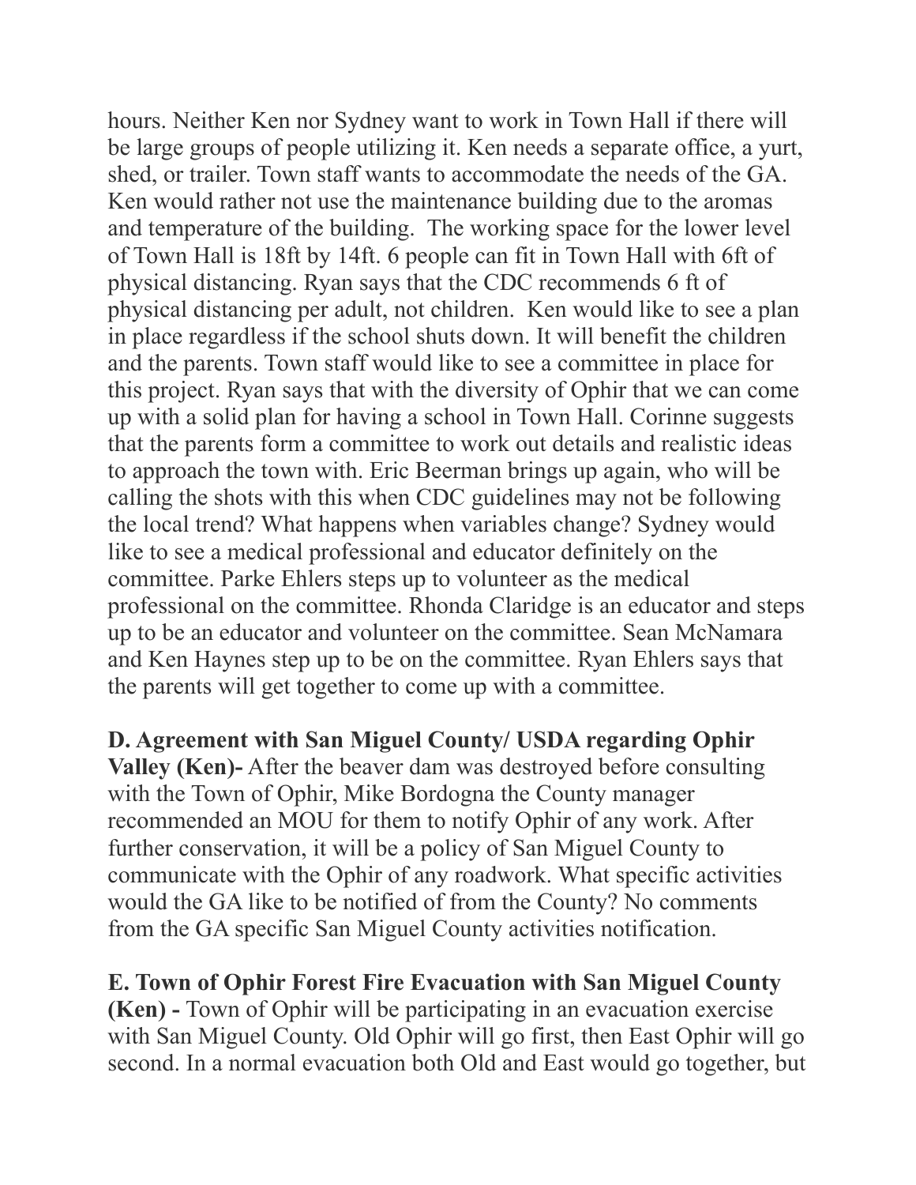hours. Neither Ken nor Sydney want to work in Town Hall if there will be large groups of people utilizing it. Ken needs a separate office, a yurt, shed, or trailer. Town staff wants to accommodate the needs of the GA. Ken would rather not use the maintenance building due to the aromas and temperature of the building. The working space for the lower level of Town Hall is 18ft by 14ft. 6 people can fit in Town Hall with 6ft of physical distancing. Ryan says that the CDC recommends 6 ft of physical distancing per adult, not children. Ken would like to see a plan in place regardless if the school shuts down. It will benefit the children and the parents. Town staff would like to see a committee in place for this project. Ryan says that with the diversity of Ophir that we can come up with a solid plan for having a school in Town Hall. Corinne suggests that the parents form a committee to work out details and realistic ideas to approach the town with. Eric Beerman brings up again, who will be calling the shots with this when CDC guidelines may not be following the local trend? What happens when variables change? Sydney would like to see a medical professional and educator definitely on the committee. Parke Ehlers steps up to volunteer as the medical professional on the committee. Rhonda Claridge is an educator and steps up to be an educator and volunteer on the committee. Sean McNamara and Ken Haynes step up to be on the committee. Ryan Ehlers says that the parents will get together to come up with a committee.

**D. Agreement with San Miguel County/ USDA regarding Ophir Valley (Ken)-** After the beaver dam was destroyed before consulting with the Town of Ophir, Mike Bordogna the County manager recommended an MOU for them to notify Ophir of any work. After further conservation, it will be a policy of San Miguel County to communicate with the Ophir of any roadwork. What specific activities would the GA like to be notified of from the County? No comments from the GA specific San Miguel County activities notification.

**E. Town of Ophir Forest Fire Evacuation with San Miguel County (Ken) -** Town of Ophir will be participating in an evacuation exercise with San Miguel County. Old Ophir will go first, then East Ophir will go second. In a normal evacuation both Old and East would go together, but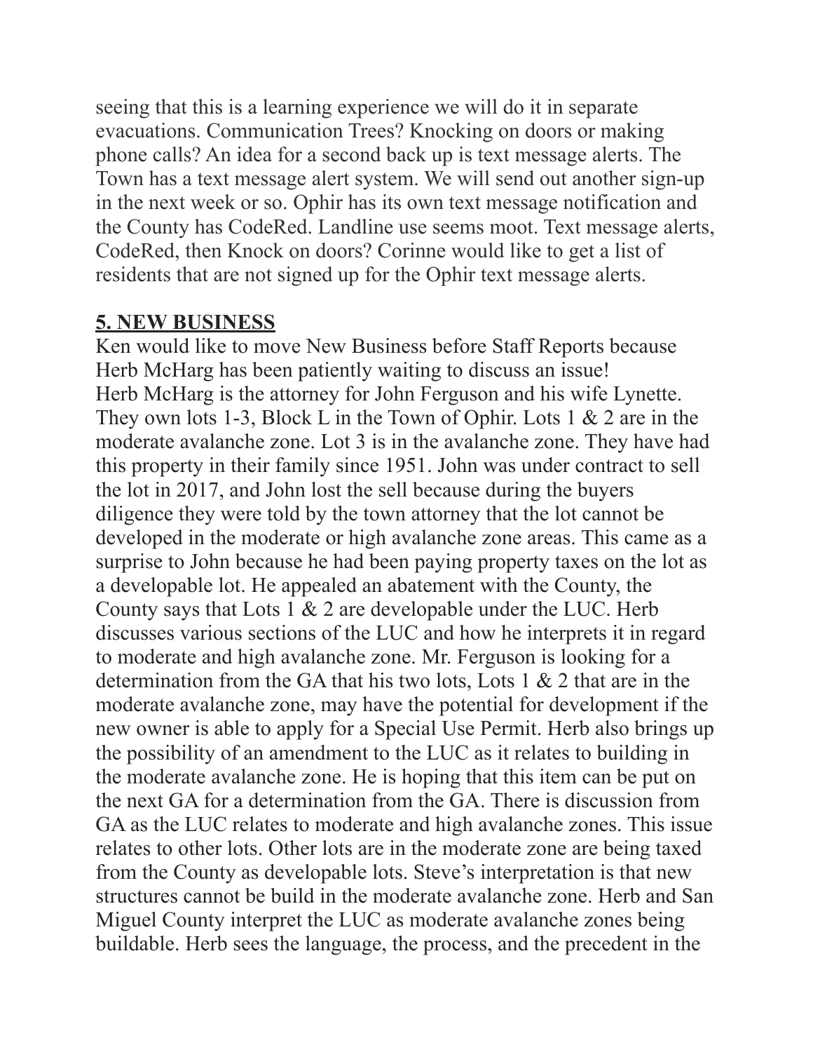seeing that this is a learning experience we will do it in separate evacuations. Communication Trees? Knocking on doors or making phone calls? An idea for a second back up is text message alerts. The Town has a text message alert system. We will send out another sign-up in the next week or so. Ophir has its own text message notification and the County has CodeRed. Landline use seems moot. Text message alerts, CodeRed, then Knock on doors? Corinne would like to get a list of residents that are not signed up for the Ophir text message alerts.

**5. NEW BUSINESS**

Ken would like to move New Business before Staff Reports because Herb McHarg has been patiently waiting to discuss an issue!
Herb McHarg is the attorney for John Ferguson and his wife Lynette. They own lots 1-3, Block L in the Town of Ophir. Lots 1 & 2 are in the moderate avalanche zone. Lot 3 is in the avalanche zone. They have had this property in their family since 1951. John was under contract to sell the lot in 2017, and John lost the sell because during the buyers diligence they were told by the town attorney that the lot cannot be developed in the moderate or high avalanche zone areas. This came as a surprise to John because he had been paying property taxes on the lot as a developable lot. He appealed an abatement with the County, the County says that Lots 1 & 2 are developable under the LUC. Herb discusses various sections of the LUC and how he interprets it in regard to moderate and high avalanche zone. Mr. Ferguson is looking for a determination from the GA that his two lots, Lots 1 & 2 that are in the moderate avalanche zone, may have the potential for development if the new owner is able to apply for a Special Use Permit. Herb also brings up the possibility of an amendment to the LUC as it relates to building in the moderate avalanche zone. He is hoping that this item can be put on the next GA for a determination from the GA. There is discussion from GA as the LUC relates to moderate and high avalanche zones. This issue relates to other lots. Other lots are in the moderate zone are being taxed from the County as developable lots. Steve's interpretation is that new structures cannot be build in the moderate avalanche zone. Herb and San Miguel County interpret the LUC as moderate avalanche zones being buildable. Herb sees the language, the process, and the precedent in the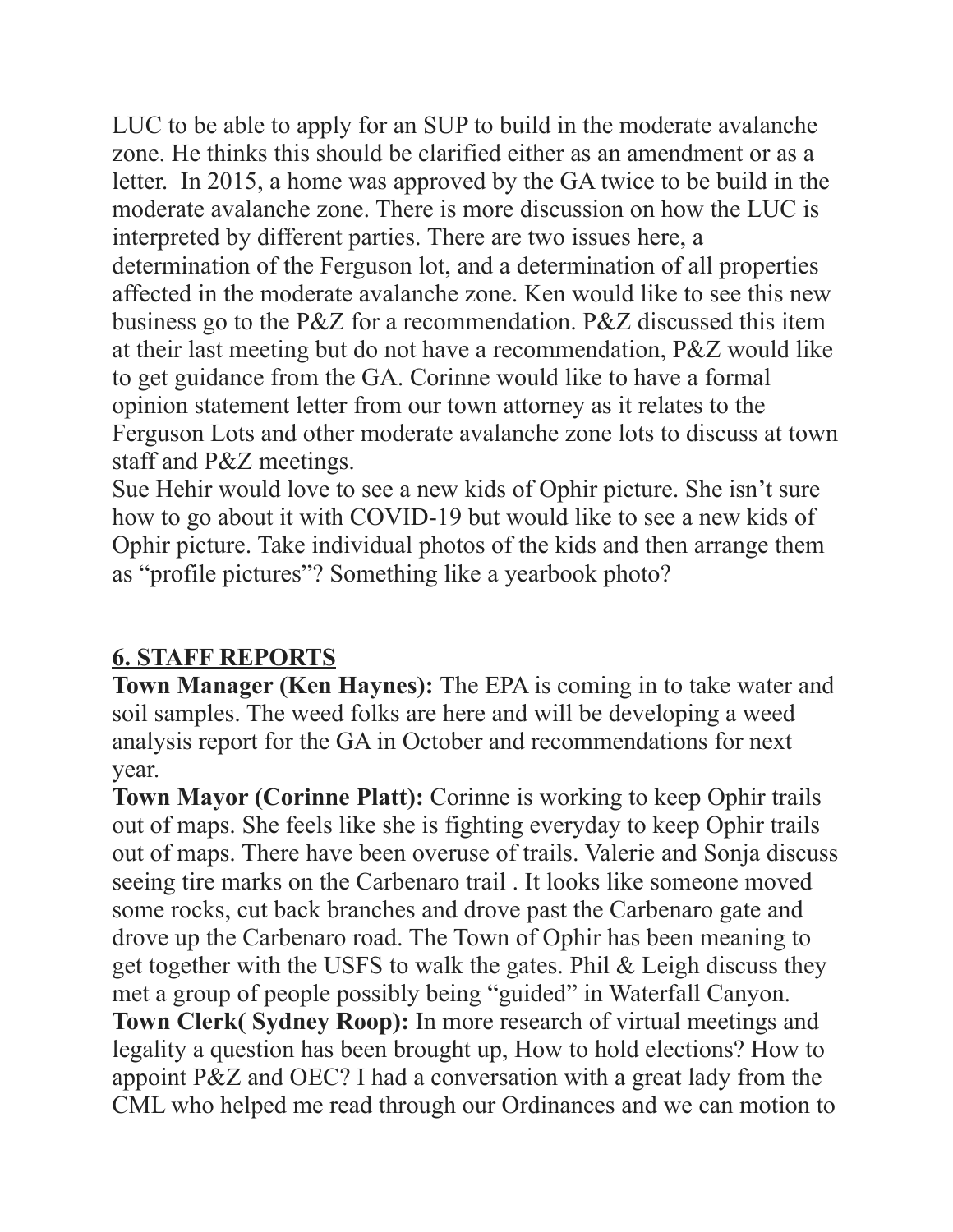LUC to be able to apply for an SUP to build in the moderate avalanche zone. He thinks this should be clarified either as an amendment or as a letter. In 2015, a home was approved by the GA twice to be build in the moderate avalanche zone. There is more discussion on how the LUC is interpreted by different parties. There are two issues here, a determination of the Ferguson lot, and a determination of all properties affected in the moderate avalanche zone. Ken would like to see this new business go to the P&Z for a recommendation. P&Z discussed this item at their last meeting but do not have a recommendation, P&Z would like to get guidance from the GA. Corinne would like to have a formal opinion statement letter from our town attorney as it relates to the Ferguson Lots and other moderate avalanche zone lots to discuss at town staff and P&Z meetings.

Sue Hehir would love to see a new kids of Ophir picture. She isn't sure how to go about it with COVID-19 but would like to see a new kids of Ophir picture. Take individual photos of the kids and then arrange them as "profile pictures"? Something like a yearbook photo?

## 6. STAFF REPORTS

**Town Manager (Ken Haynes):** The EPA is coming in to take water and soil samples. The weed folks are here and will be developing a weed analysis report for the GA in October and recommendations for next year.

**Town Mayor (Corinne Platt):** Corinne is working to keep Ophir trails out of maps. She feels like she is fighting everyday to keep Ophir trails out of maps. There have been overuse of trails. Valerie and Sonja discuss seeing tire marks on the Carbenaro trail . It looks like someone moved some rocks, cut back branches and drove past the Carbenaro gate and drove up the Carbenaro road. The Town of Ophir has been meaning to get together with the USFS to walk the gates. Phil & Leigh discuss they met a group of people possibly being "guided" in Waterfall Canyon.

**Town Clerk( Sydney Roop):** In more research of virtual meetings and legality a question has been brought up, How to hold elections? How to appoint P&Z and OEC? I had a conversation with a great lady from the CML who helped me read through our Ordinances and we can motion to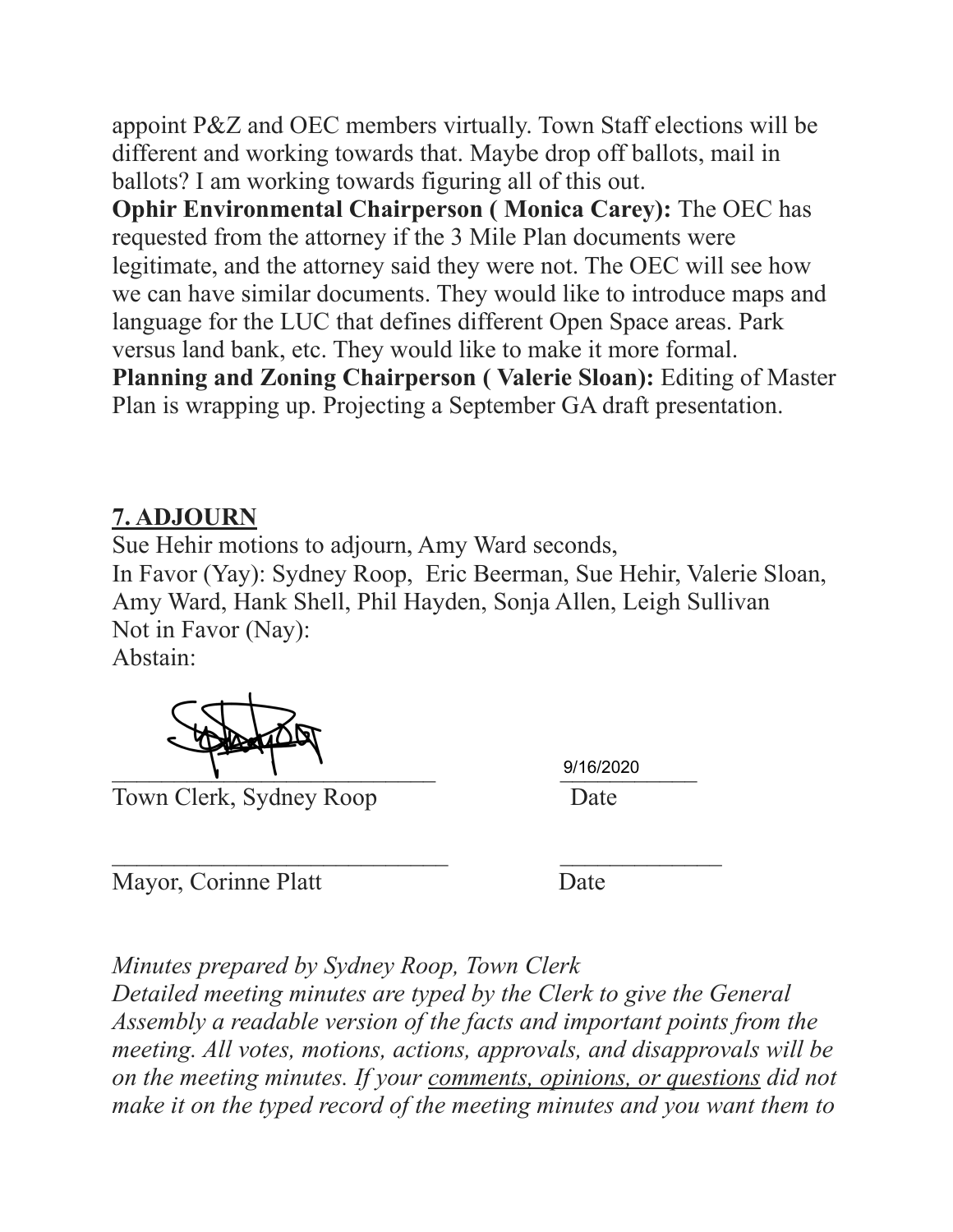appoint P&Z and OEC members virtually. Town Staff elections will be different and working towards that. Maybe drop off ballots, mail in ballots? I am working towards figuring all of this out.

**Ophir Environmental Chairperson ( Monica Carey):** The OEC has requested from the attorney if the 3 Mile Plan documents were legitimate, and the attorney said they were not. The OEC will see how we can have similar documents. They would like to introduce maps and language for the LUC that defines different Open Space areas. Park versus land bank, etc. They would like to make it more formal.

**Planning and Zoning Chairperson ( Valerie Sloan):** Editing of Master Plan is wrapping up. Projecting a September GA draft presentation.

## 7. ADJOURN

Sue Hehir motions to adjourn, Amy Ward seconds,
In Favor (Yay): Sydney Roop, Eric Beerman, Sue Hehir, Valerie Sloan, Amy Ward, Hank Shell, Phil Hayden, Sonja Allen, Leigh Sullivan
Not in Favor (Nay):
Abstain:

\_\_\_\_\_\_\_\_\_\_\_\_\_\_\_\_\_\_\_\_\_\_\_\_\_\_\_\_ 9/16/2020
Town Clerk, Sydney Roop Date

\_\_\_\_\_\_\_\_\_\_\_\_\_\_\_\_\_\_\_\_\_\_\_\_\_\_\_\_ \_\_\_\_\_\_\_\_\_\_\_\_\_\_
Mayor, Corinne Platt Date

*Minutes prepared by Sydney Roop, Town Clerk*
*Detailed meeting minutes are typed by the Clerk to give the General Assembly a readable version of the facts and important points from the meeting. All votes, motions, actions, approvals, and disapprovals will be on the meeting minutes. If your comments, opinions, or questions did not make it on the typed record of the meeting minutes and you want them to*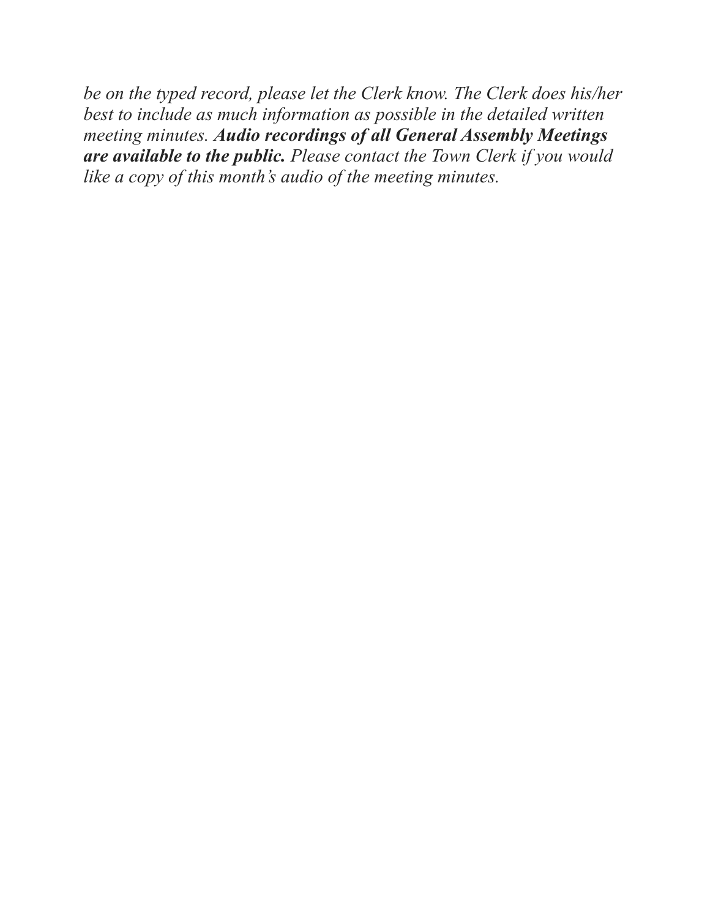*be on the typed record, please let the Clerk know. The Clerk does his/her best to include as much information as possible in the detailed written meeting minutes.* ***Audio recordings of all General Assembly Meetings are available to the public.*** *Please contact the Town Clerk if you would like a copy of this month's audio of the meeting minutes.*